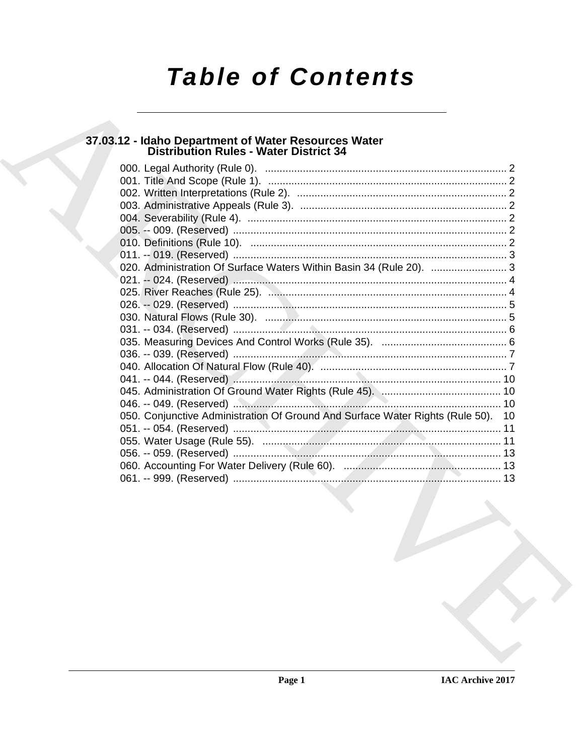# Table of Contents

## 37.03.12 - Idaho Department of Water Resources Water Distribution Rules - Water District 34

000. Legal Authority (Rule 0). .................................................................................. 2
001. Title And Scope (Rule 1). .................................................................................. 2
002. Written Interpretations (Rule 2). ........................................................................ 2
003. Administrative Appeals (Rule 3). ....................................................................... 2
004. Severability (Rule 4). ......................................................................................... 2
005. -- 009. (Reserved) .............................................................................................. 2
010. Definitions (Rule 10). ........................................................................................ 2
011. -- 019. (Reserved) .............................................................................................. 3
020. Administration Of Surface Waters Within Basin 34 (Rule 20). .......................... 3
021. -- 024. (Reserved) .............................................................................................. 4
025. River Reaches (Rule 25). .................................................................................. 4
026. -- 029. (Reserved) .............................................................................................. 5
030. Natural Flows (Rule 30). ................................................................................... 5
031. -- 034. (Reserved) .............................................................................................. 6
035. Measuring Devices And Control Works (Rule 35). ........................................... 6
036. -- 039. (Reserved) .............................................................................................. 7
040. Allocation Of Natural Flow (Rule 40). ................................................................ 7
041. -- 044. (Reserved) ............................................................................................ 10
045. Administration Of Ground Water Rights (Rule 45). ......................................... 10
046. -- 049. (Reserved) ............................................................................................ 10
050. Conjunctive Administration Of Ground And Surface Water Rights (Rule 50). 10
051. -- 054. (Reserved) ............................................................................................ 11
055. Water Usage (Rule 55). .................................................................................. 11
056. -- 059. (Reserved) ............................................................................................ 13
060. Accounting For Water Delivery (Rule 60). ...................................................... 13
061. -- 999. (Reserved) ............................................................................................ 13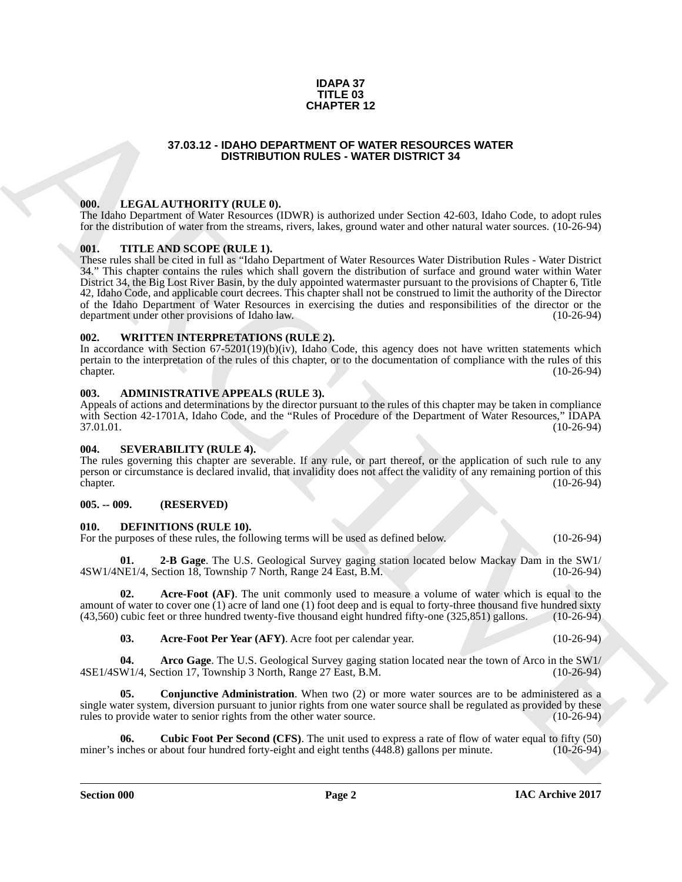# IDAPA 37
# TITLE 03
# CHAPTER 12

## 37.03.12 - IDAHO DEPARTMENT OF WATER RESOURCES WATER DISTRIBUTION RULES - WATER DISTRICT 34

### 000. LEGAL AUTHORITY (RULE 0).

The Idaho Department of Water Resources (IDWR) is authorized under Section 42-603, Idaho Code, to adopt rules for the distribution of water from the streams, rivers, lakes, ground water and other natural water sources. (10-26-94)

### 001. TITLE AND SCOPE (RULE 1).

These rules shall be cited in full as "Idaho Department of Water Resources Water Distribution Rules - Water District 34." This chapter contains the rules which shall govern the distribution of surface and ground water within Water District 34, the Big Lost River Basin, by the duly appointed watermaster pursuant to the provisions of Chapter 6, Title 42, Idaho Code, and applicable court decrees. This chapter shall not be construed to limit the authority of the Director of the Idaho Department of Water Resources in exercising the duties and responsibilities of the director or the department under other provisions of Idaho law. (10-26-94)

### 002. WRITTEN INTERPRETATIONS (RULE 2).

In accordance with Section 67-5201(19)(b)(iv), Idaho Code, this agency does not have written statements which pertain to the interpretation of the rules of this chapter, or to the documentation of compliance with the rules of this chapter. (10-26-94)

### 003. ADMINISTRATIVE APPEALS (RULE 3).

Appeals of actions and determinations by the director pursuant to the rules of this chapter may be taken in compliance with Section 42-1701A, Idaho Code, and the "Rules of Procedure of the Department of Water Resources," IDAPA 37.01.01. (10-26-94)

### 004. SEVERABILITY (RULE 4).

The rules governing this chapter are severable. If any rule, or part thereof, or the application of such rule to any person or circumstance is declared invalid, that invalidity does not affect the validity of any remaining portion of this chapter. (10-26-94)

### 005. -- 009. (RESERVED)

### 010. DEFINITIONS (RULE 10).

For the purposes of these rules, the following terms will be used as defined below. (10-26-94)

**01. 2-B Gage**. The U.S. Geological Survey gaging station located below Mackay Dam in the SW1/4SW1/4NE1/4, Section 18, Township 7 North, Range 24 East, B.M. (10-26-94)

**02. Acre-Foot (AF)**. The unit commonly used to measure a volume of water which is equal to the amount of water to cover one (1) acre of land one (1) foot deep and is equal to forty-three thousand five hundred sixty (43,560) cubic feet or three hundred twenty-five thousand eight hundred fifty-one (325,851) gallons. (10-26-94)

**03. Acre-Foot Per Year (AFY)**. Acre foot per calendar year. (10-26-94)

**04. Arco Gage**. The U.S. Geological Survey gaging station located near the town of Arco in the SW1/4SE1/4SW1/4, Section 17, Township 3 North, Range 27 East, B.M. (10-26-94)

**05. Conjunctive Administration**. When two (2) or more water sources are to be administered as a single water system, diversion pursuant to junior rights from one water source shall be regulated as provided by these rules to provide water to senior rights from the other water source. (10-26-94)

**06. Cubic Foot Per Second (CFS)**. The unit used to express a rate of flow of water equal to fifty (50) miner's inches or about four hundred forty-eight and eight tenths (448.8) gallons per minute. (10-26-94)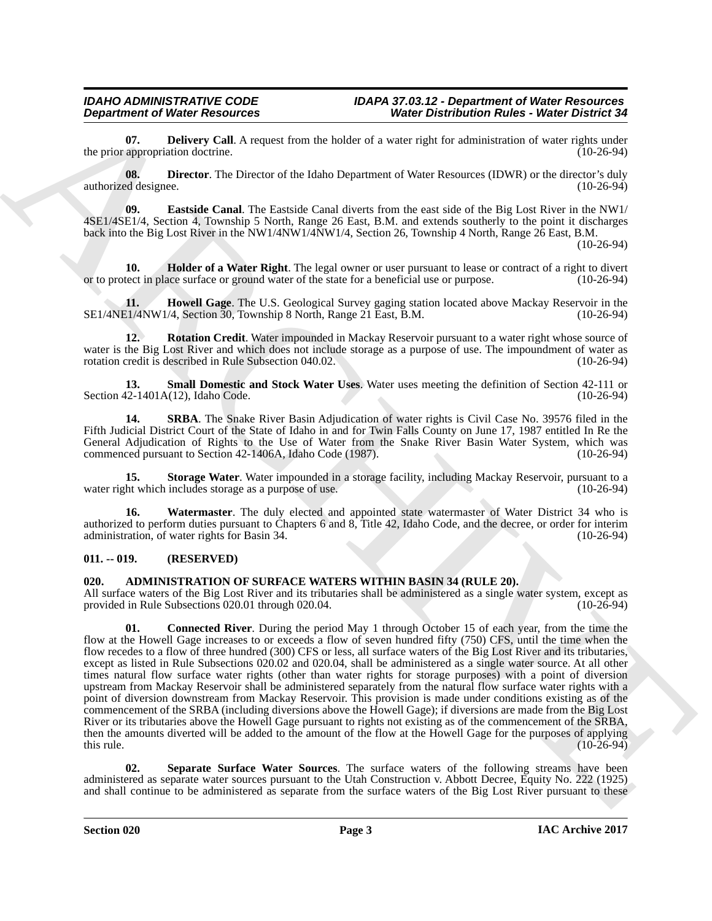**07. Delivery Call**. A request from the holder of a water right for administration of water rights under the prior appropriation doctrine. (10-26-94)

**08. Director**. The Director of the Idaho Department of Water Resources (IDWR) or the director's duly authorized designee. (10-26-94)

**09. Eastside Canal**. The Eastside Canal diverts from the east side of the Big Lost River in the NW1/4SE1/4SE1/4, Section 4, Township 5 North, Range 26 East, B.M. and extends southerly to the point it discharges back into the Big Lost River in the NW1/4NW1/4NW1/4, Section 26, Township 4 North, Range 26 East, B.M. (10-26-94)

**10. Holder of a Water Right**. The legal owner or user pursuant to lease or contract of a right to divert or to protect in place surface or ground water of the state for a beneficial use or purpose. (10-26-94)

**11. Howell Gage**. The U.S. Geological Survey gaging station located above Mackay Reservoir in the SE1/4NE1/4NW1/4, Section 30, Township 8 North, Range 21 East, B.M. (10-26-94)

**12. Rotation Credit**. Water impounded in Mackay Reservoir pursuant to a water right whose source of water is the Big Lost River and which does not include storage as a purpose of use. The impoundment of water as rotation credit is described in Rule Subsection 040.02. (10-26-94)

**13. Small Domestic and Stock Water Uses**. Water uses meeting the definition of Section 42-111 or Section 42-1401A(12), Idaho Code. (10-26-94)

**14. SRBA**. The Snake River Basin Adjudication of water rights is Civil Case No. 39576 filed in the Fifth Judicial District Court of the State of Idaho in and for Twin Falls County on June 17, 1987 entitled In Re the General Adjudication of Rights to the Use of Water from the Snake River Basin Water System, which was commenced pursuant to Section 42-1406A, Idaho Code (1987). (10-26-94)

**15. Storage Water**. Water impounded in a storage facility, including Mackay Reservoir, pursuant to a water right which includes storage as a purpose of use. (10-26-94)

**16. Watermaster**. The duly elected and appointed state watermaster of Water District 34 who is authorized to perform duties pursuant to Chapters 6 and 8, Title 42, Idaho Code, and the decree, or order for interim administration, of water rights for Basin 34. (10-26-94)

## 011. -- 019. (RESERVED)

## 020. ADMINISTRATION OF SURFACE WATERS WITHIN BASIN 34 (RULE 20).

All surface waters of the Big Lost River and its tributaries shall be administered as a single water system, except as provided in Rule Subsections 020.01 through 020.04. (10-26-94)

**01. Connected River**. During the period May 1 through October 15 of each year, from the time the flow at the Howell Gage increases to or exceeds a flow of seven hundred fifty (750) CFS, until the time when the flow recedes to a flow of three hundred (300) CFS or less, all surface waters of the Big Lost River and its tributaries, except as listed in Rule Subsections 020.02 and 020.04, shall be administered as a single water source. At all other times natural flow surface water rights (other than water rights for storage purposes) with a point of diversion upstream from Mackay Reservoir shall be administered separately from the natural flow surface water rights with a point of diversion downstream from Mackay Reservoir. This provision is made under conditions existing as of the commencement of the SRBA (including diversions above the Howell Gage); if diversions are made from the Big Lost River or its tributaries above the Howell Gage pursuant to rights not existing as of the commencement of the SRBA, then the amounts diverted will be added to the amount of the flow at the Howell Gage for the purposes of applying this rule. (10-26-94)

**02. Separate Surface Water Sources**. The surface waters of the following streams have been administered as separate water sources pursuant to the Utah Construction v. Abbott Decree, Equity No. 222 (1925) and shall continue to be administered as separate from the surface waters of the Big Lost River pursuant to these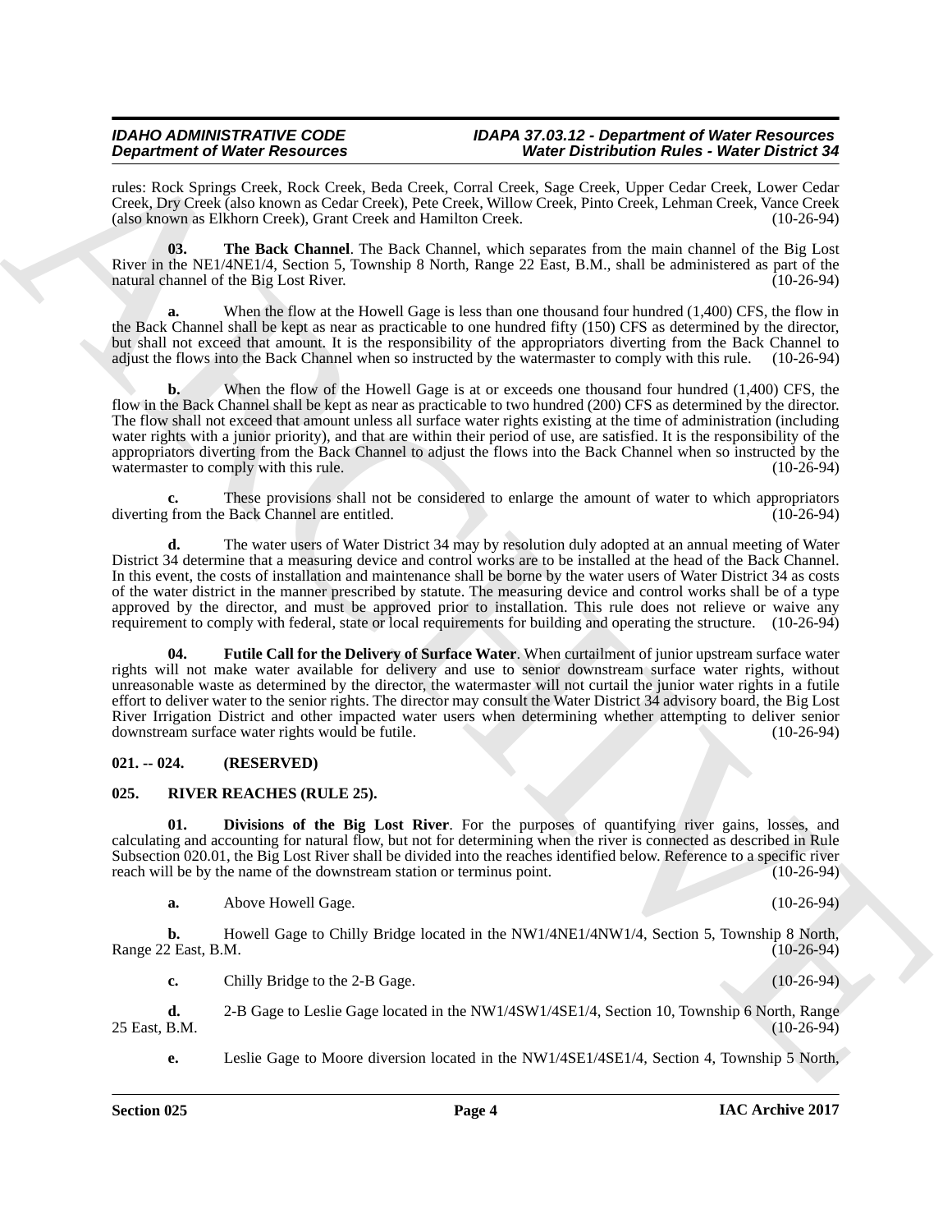rules: Rock Springs Creek, Rock Creek, Beda Creek, Corral Creek, Sage Creek, Upper Cedar Creek, Lower Cedar Creek, Dry Creek (also known as Cedar Creek), Pete Creek, Willow Creek, Pinto Creek, Lehman Creek, Vance Creek (also known as Elkhorn Creek), Grant Creek and Hamilton Creek. (10-26-94)

**03. The Back Channel**. The Back Channel, which separates from the main channel of the Big Lost River in the NE1/4NE1/4, Section 5, Township 8 North, Range 22 East, B.M., shall be administered as part of the natural channel of the Big Lost River. (10-26-94)

**a.** When the flow at the Howell Gage is less than one thousand four hundred (1,400) CFS, the flow in the Back Channel shall be kept as near as practicable to one hundred fifty (150) CFS as determined by the director, but shall not exceed that amount. It is the responsibility of the appropriators diverting from the Back Channel to adjust the flows into the Back Channel when so instructed by the watermaster to comply with this rule. (10-26-94)

**b.** When the flow of the Howell Gage is at or exceeds one thousand four hundred (1,400) CFS, the flow in the Back Channel shall be kept as near as practicable to two hundred (200) CFS as determined by the director. The flow shall not exceed that amount unless all surface water rights existing at the time of administration (including water rights with a junior priority), and that are within their period of use, are satisfied. It is the responsibility of the appropriators diverting from the Back Channel to adjust the flows into the Back Channel when so instructed by the watermaster to comply with this rule. (10-26-94)

**c.** These provisions shall not be considered to enlarge the amount of water to which appropriators diverting from the Back Channel are entitled. (10-26-94)

**d.** The water users of Water District 34 may by resolution duly adopted at an annual meeting of Water District 34 determine that a measuring device and control works are to be installed at the head of the Back Channel. In this event, the costs of installation and maintenance shall be borne by the water users of Water District 34 as costs of the water district in the manner prescribed by statute. The measuring device and control works shall be of a type approved by the director, and must be approved prior to installation. This rule does not relieve or waive any requirement to comply with federal, state or local requirements for building and operating the structure. (10-26-94)

**04. Futile Call for the Delivery of Surface Water**. When curtailment of junior upstream surface water rights will not make water available for delivery and use to senior downstream surface water rights, without unreasonable waste as determined by the director, the watermaster will not curtail the junior water rights in a futile effort to deliver water to the senior rights. The director may consult the Water District 34 advisory board, the Big Lost River Irrigation District and other impacted water users when determining whether attempting to deliver senior downstream surface water rights would be futile. (10-26-94)

### 021. -- 024. (RESERVED)

### 025. RIVER REACHES (RULE 25).

**01. Divisions of the Big Lost River**. For the purposes of quantifying river gains, losses, and calculating and accounting for natural flow, but not for determining when the river is connected as described in Rule Subsection 020.01, the Big Lost River shall be divided into the reaches identified below. Reference to a specific river reach will be by the name of the downstream station or terminus point. (10-26-94)

**a.** Above Howell Gage. (10-26-94)

**b.** Howell Gage to Chilly Bridge located in the NW1/4NE1/4NW1/4, Section 5, Township 8 North, Range 22 East, B.M. (10-26-94)

**c.** Chilly Bridge to the 2-B Gage. (10-26-94)

**d.** 2-B Gage to Leslie Gage located in the NW1/4SW1/4SE1/4, Section 10, Township 6 North, Range 25 East, B.M. (10-26-94)

**e.** Leslie Gage to Moore diversion located in the NW1/4SE1/4SE1/4, Section 4, Township 5 North,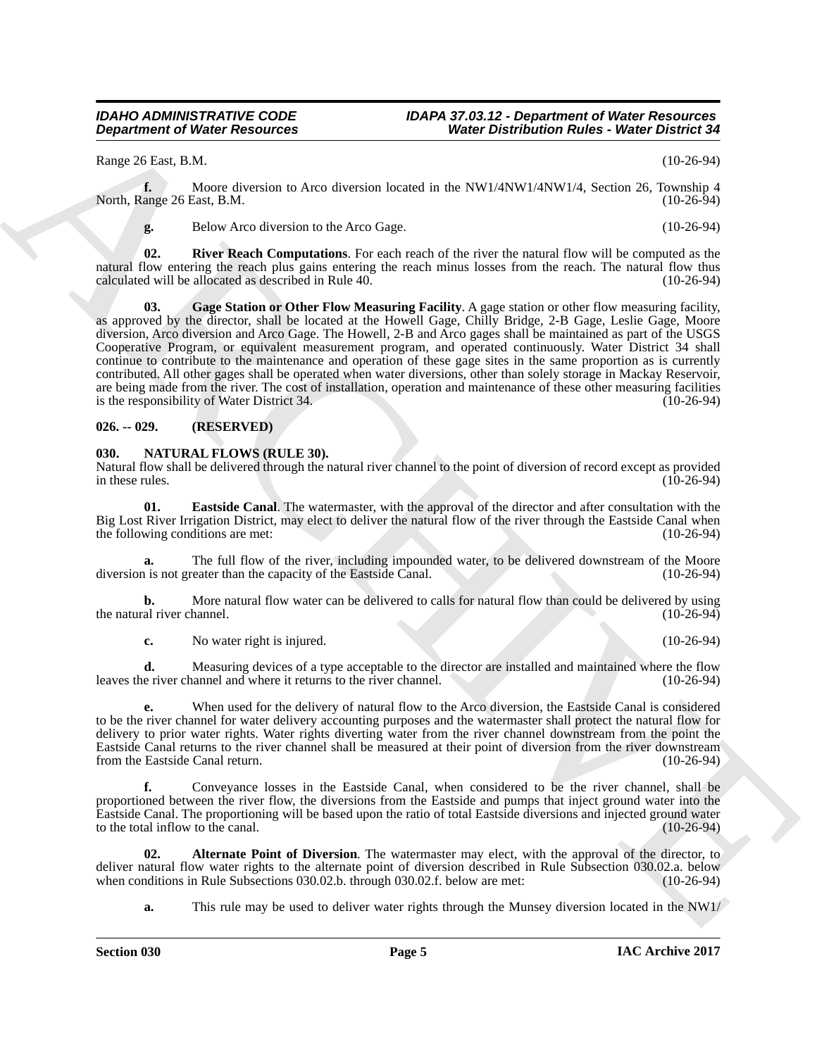Range 26 East, B.M. (10-26-94)

**f.** Moore diversion to Arco diversion located in the NW1/4NW1/4NW1/4, Section 26, Township 4 North, Range 26 East, B.M. (10-26-94)

**g.** Below Arco diversion to the Arco Gage. (10-26-94)

**02. River Reach Computations**. For each reach of the river the natural flow will be computed as the natural flow entering the reach plus gains entering the reach minus losses from the reach. The natural flow thus calculated will be allocated as described in Rule 40. (10-26-94)

**03. Gage Station or Other Flow Measuring Facility**. A gage station or other flow measuring facility, as approved by the director, shall be located at the Howell Gage, Chilly Bridge, 2-B Gage, Leslie Gage, Moore diversion, Arco diversion and Arco Gage. The Howell, 2-B and Arco gages shall be maintained as part of the USGS Cooperative Program, or equivalent measurement program, and operated continuously. Water District 34 shall continue to contribute to the maintenance and operation of these gage sites in the same proportion as is currently contributed. All other gages shall be operated when water diversions, other than solely storage in Mackay Reservoir, are being made from the river. The cost of installation, operation and maintenance of these other measuring facilities is the responsibility of Water District 34. (10-26-94)

## 026. -- 029. (RESERVED)

## 030. NATURAL FLOWS (RULE 30).

Natural flow shall be delivered through the natural river channel to the point of diversion of record except as provided in these rules. (10-26-94)

**01. Eastside Canal**. The watermaster, with the approval of the director and after consultation with the Big Lost River Irrigation District, may elect to deliver the natural flow of the river through the Eastside Canal when the following conditions are met: (10-26-94)

**a.** The full flow of the river, including impounded water, to be delivered downstream of the Moore diversion is not greater than the capacity of the Eastside Canal. (10-26-94)

**b.** More natural flow water can be delivered to calls for natural flow than could be delivered by using the natural river channel. (10-26-94)

**c.** No water right is injured. (10-26-94)

**d.** Measuring devices of a type acceptable to the director are installed and maintained where the flow leaves the river channel and where it returns to the river channel. (10-26-94)

**e.** When used for the delivery of natural flow to the Arco diversion, the Eastside Canal is considered to be the river channel for water delivery accounting purposes and the watermaster shall protect the natural flow for delivery to prior water rights. Water rights diverting water from the river channel downstream from the point the Eastside Canal returns to the river channel shall be measured at their point of diversion from the river downstream from the Eastside Canal return. (10-26-94)

**f.** Conveyance losses in the Eastside Canal, when considered to be the river channel, shall be proportioned between the river flow, the diversions from the Eastside and pumps that inject ground water into the Eastside Canal. The proportioning will be based upon the ratio of total Eastside diversions and injected ground water to the total inflow to the canal. (10-26-94)

**02. Alternate Point of Diversion**. The watermaster may elect, with the approval of the director, to deliver natural flow water rights to the alternate point of diversion described in Rule Subsection 030.02.a. below when conditions in Rule Subsections 030.02.b. through 030.02.f. below are met: (10-26-94)

**a.** This rule may be used to deliver water rights through the Munsey diversion located in the NW1/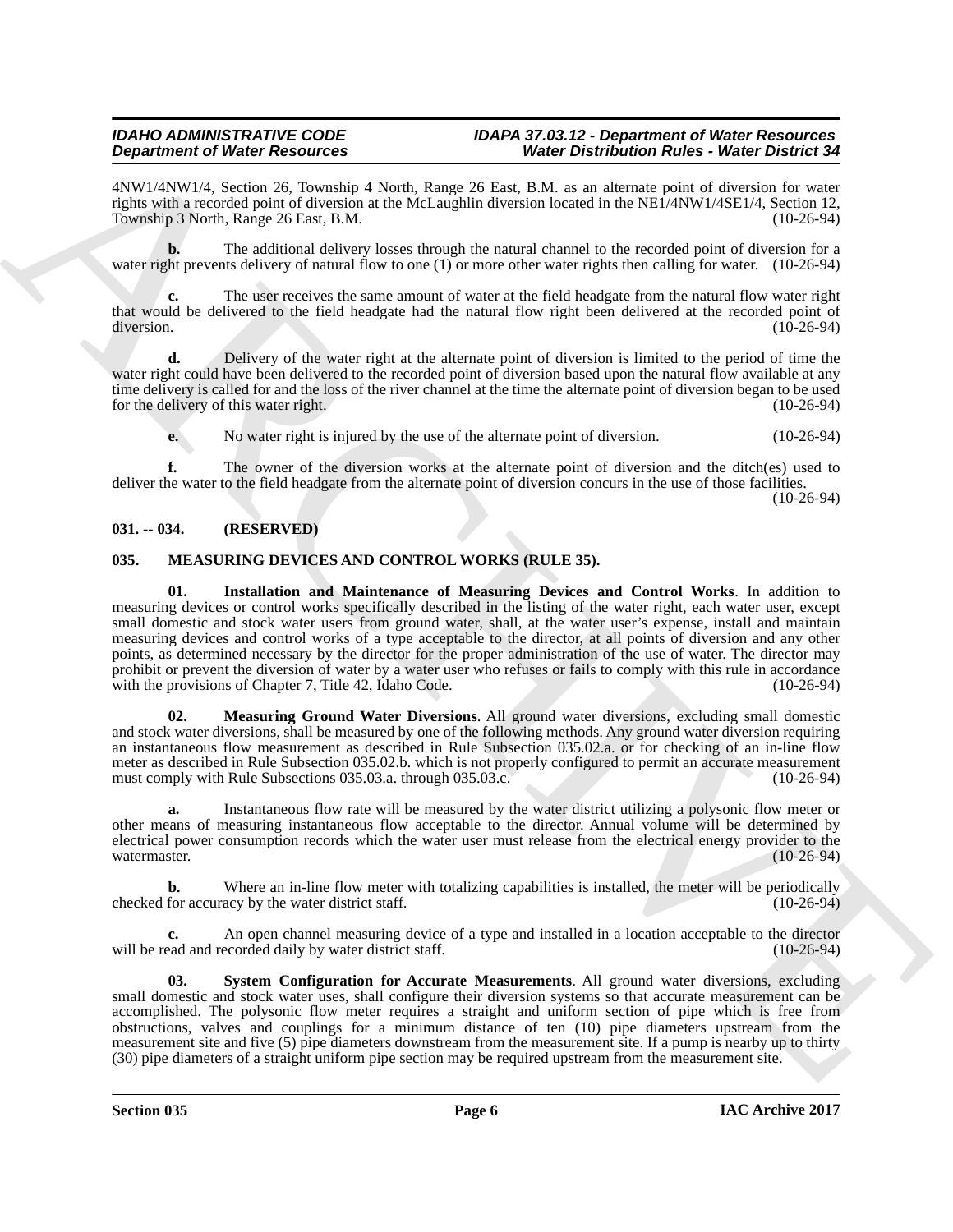4NW1/4NW1/4, Section 26, Township 4 North, Range 26 East, B.M. as an alternate point of diversion for water rights with a recorded point of diversion at the McLaughlin diversion located in the NE1/4NW1/4SE1/4, Section 12, Township 3 North, Range 26 East, B.M. (10-26-94)

**b.** The additional delivery losses through the natural channel to the recorded point of diversion for a water right prevents delivery of natural flow to one (1) or more other water rights then calling for water. (10-26-94)

**c.** The user receives the same amount of water at the field headgate from the natural flow water right that would be delivered to the field headgate had the natural flow right been delivered at the recorded point of diversion. (10-26-94)

**d.** Delivery of the water right at the alternate point of diversion is limited to the period of time the water right could have been delivered to the recorded point of diversion based upon the natural flow available at any time delivery is called for and the loss of the river channel at the time the alternate point of diversion began to be used for the delivery of this water right. (10-26-94)

**e.** No water right is injured by the use of the alternate point of diversion. (10-26-94)

**f.** The owner of the diversion works at the alternate point of diversion and the ditch(es) used to deliver the water to the field headgate from the alternate point of diversion concurs in the use of those facilities. (10-26-94)

## 031. -- 034. (RESERVED)

## 035. MEASURING DEVICES AND CONTROL WORKS (RULE 35).

**01. Installation and Maintenance of Measuring Devices and Control Works**. In addition to measuring devices or control works specifically described in the listing of the water right, each water user, except small domestic and stock water users from ground water, shall, at the water user's expense, install and maintain measuring devices and control works of a type acceptable to the director, at all points of diversion and any other points, as determined necessary by the director for the proper administration of the use of water. The director may prohibit or prevent the diversion of water by a water user who refuses or fails to comply with this rule in accordance with the provisions of Chapter 7, Title 42, Idaho Code. (10-26-94)

**02. Measuring Ground Water Diversions**. All ground water diversions, excluding small domestic and stock water diversions, shall be measured by one of the following methods. Any ground water diversion requiring an instantaneous flow measurement as described in Rule Subsection 035.02.a. or for checking of an in-line flow meter as described in Rule Subsection 035.02.b. which is not properly configured to permit an accurate measurement must comply with Rule Subsections 035.03.a. through 035.03.c. (10-26-94)

**a.** Instantaneous flow rate will be measured by the water district utilizing a polysonic flow meter or other means of measuring instantaneous flow acceptable to the director. Annual volume will be determined by electrical power consumption records which the water user must release from the electrical energy provider to the watermaster. (10-26-94)

**b.** Where an in-line flow meter with totalizing capabilities is installed, the meter will be periodically checked for accuracy by the water district staff. (10-26-94)

**c.** An open channel measuring device of a type and installed in a location acceptable to the director will be read and recorded daily by water district staff. (10-26-94)

**03. System Configuration for Accurate Measurements**. All ground water diversions, excluding small domestic and stock water uses, shall configure their diversion systems so that accurate measurement can be accomplished. The polysonic flow meter requires a straight and uniform section of pipe which is free from obstructions, valves and couplings for a minimum distance of ten (10) pipe diameters upstream from the measurement site and five (5) pipe diameters downstream from the measurement site. If a pump is nearby up to thirty (30) pipe diameters of a straight uniform pipe section may be required upstream from the measurement site.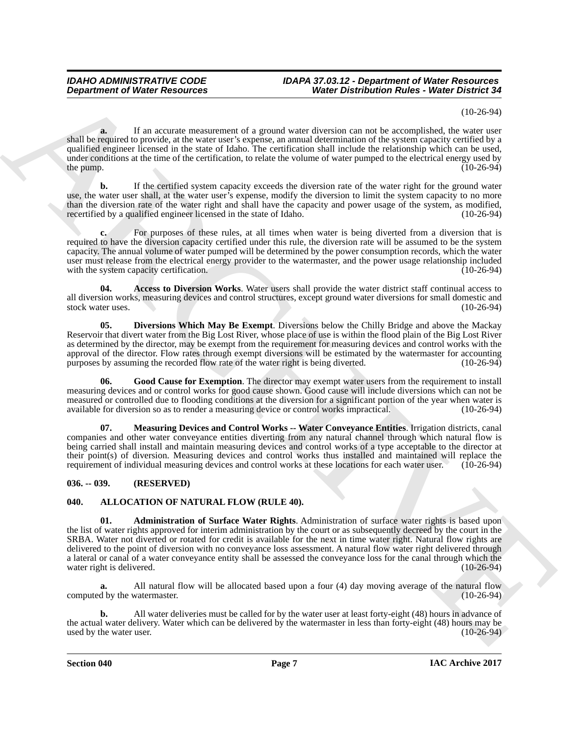(10-26-94)

**a.** If an accurate measurement of a ground water diversion can not be accomplished, the water user shall be required to provide, at the water user's expense, an annual determination of the system capacity certified by a qualified engineer licensed in the state of Idaho. The certification shall include the relationship which can be used, under conditions at the time of the certification, to relate the volume of water pumped to the electrical energy used by the pump. (10-26-94)

**b.** If the certified system capacity exceeds the diversion rate of the water right for the ground water use, the water user shall, at the water user's expense, modify the diversion to limit the system capacity to no more than the diversion rate of the water right and shall have the capacity and power usage of the system, as modified, recertified by a qualified engineer licensed in the state of Idaho. (10-26-94)

**c.** For purposes of these rules, at all times when water is being diverted from a diversion that is required to have the diversion capacity certified under this rule, the diversion rate will be assumed to be the system capacity. The annual volume of water pumped will be determined by the power consumption records, which the water user must release from the electrical energy provider to the watermaster, and the power usage relationship included with the system capacity certification. (10-26-94)

**04. Access to Diversion Works**. Water users shall provide the water district staff continual access to all diversion works, measuring devices and control structures, except ground water diversions for small domestic and stock water uses. (10-26-94)

**05. Diversions Which May Be Exempt**. Diversions below the Chilly Bridge and above the Mackay Reservoir that divert water from the Big Lost River, whose place of use is within the flood plain of the Big Lost River as determined by the director, may be exempt from the requirement for measuring devices and control works with the approval of the director. Flow rates through exempt diversions will be estimated by the watermaster for accounting purposes by assuming the recorded flow rate of the water right is being diverted. (10-26-94)

**06. Good Cause for Exemption**. The director may exempt water users from the requirement to install measuring devices and or control works for good cause shown. Good cause will include diversions which can not be measured or controlled due to flooding conditions at the diversion for a significant portion of the year when water is available for diversion so as to render a measuring device or control works impractical. (10-26-94)

**07. Measuring Devices and Control Works -- Water Conveyance Entities**. Irrigation districts, canal companies and other water conveyance entities diverting from any natural channel through which natural flow is being carried shall install and maintain measuring devices and control works of a type acceptable to the director at their point(s) of diversion. Measuring devices and control works thus installed and maintained will replace the requirement of individual measuring devices and control works at these locations for each water user. (10-26-94)

## 036. -- 039. (RESERVED)

## 040. ALLOCATION OF NATURAL FLOW (RULE 40).

**01. Administration of Surface Water Rights**. Administration of surface water rights is based upon the list of water rights approved for interim administration by the court or as subsequently decreed by the court in the SRBA. Water not diverted or rotated for credit is available for the next in time water right. Natural flow rights are delivered to the point of diversion with no conveyance loss assessment. A natural flow water right delivered through a lateral or canal of a water conveyance entity shall be assessed the conveyance loss for the canal through which the water right is delivered. (10-26-94)

**a.** All natural flow will be allocated based upon a four (4) day moving average of the natural flow computed by the watermaster. (10-26-94)

**b.** All water deliveries must be called for by the water user at least forty-eight (48) hours in advance of the actual water delivery. Water which can be delivered by the watermaster in less than forty-eight (48) hours may be used by the water user. (10-26-94)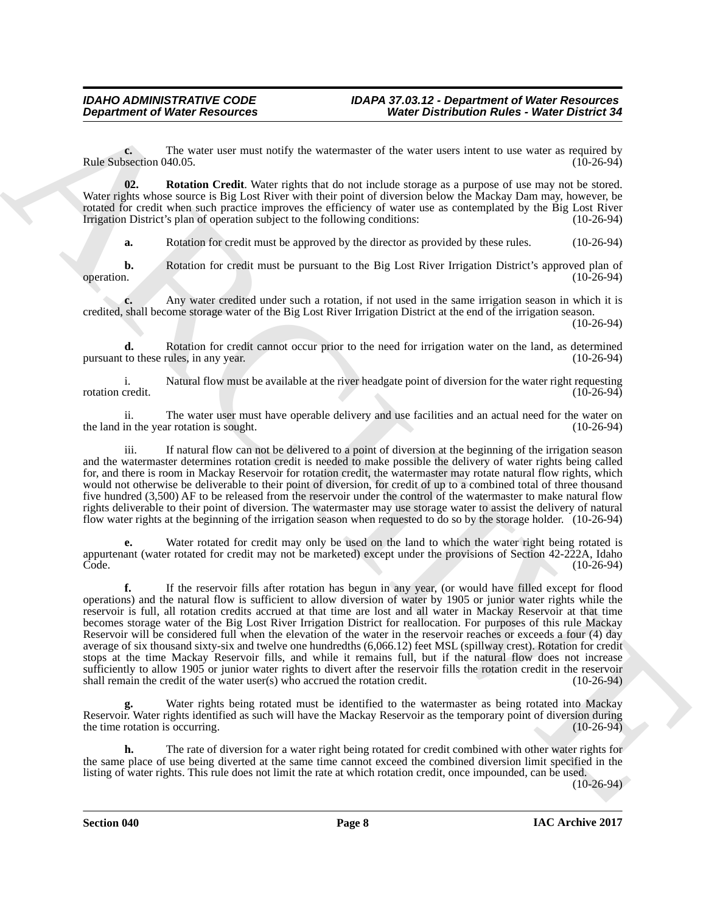**c.** The water user must notify the watermaster of the water users intent to use water as required by Rule Subsection 040.05. (10-26-94)

**02. Rotation Credit**. Water rights that do not include storage as a purpose of use may not be stored. Water rights whose source is Big Lost River with their point of diversion below the Mackay Dam may, however, be rotated for credit when such practice improves the efficiency of water use as contemplated by the Big Lost River Irrigation District's plan of operation subject to the following conditions: (10-26-94)

**a.** Rotation for credit must be approved by the director as provided by these rules. (10-26-94)

**b.** Rotation for credit must be pursuant to the Big Lost River Irrigation District's approved plan of operation. (10-26-94)

**c.** Any water credited under such a rotation, if not used in the same irrigation season in which it is credited, shall become storage water of the Big Lost River Irrigation District at the end of the irrigation season. (10-26-94)

**d.** Rotation for credit cannot occur prior to the need for irrigation water on the land, as determined pursuant to these rules, in any year. (10-26-94)

i. Natural flow must be available at the river headgate point of diversion for the water right requesting rotation credit. (10-26-94)

ii. The water user must have operable delivery and use facilities and an actual need for the water on the land in the year rotation is sought. (10-26-94)

iii. If natural flow can not be delivered to a point of diversion at the beginning of the irrigation season and the watermaster determines rotation credit is needed to make possible the delivery of water rights being called for, and there is room in Mackay Reservoir for rotation credit, the watermaster may rotate natural flow rights, which would not otherwise be deliverable to their point of diversion, for credit of up to a combined total of three thousand five hundred (3,500) AF to be released from the reservoir under the control of the watermaster to make natural flow rights deliverable to their point of diversion. The watermaster may use storage water to assist the delivery of natural flow water rights at the beginning of the irrigation season when requested to do so by the storage holder. (10-26-94)

**e.** Water rotated for credit may only be used on the land to which the water right being rotated is appurtenant (water rotated for credit may not be marketed) except under the provisions of Section 42-222A, Idaho Code. (10-26-94)

**f.** If the reservoir fills after rotation has begun in any year, (or would have filled except for flood operations) and the natural flow is sufficient to allow diversion of water by 1905 or junior water rights while the reservoir is full, all rotation credits accrued at that time are lost and all water in Mackay Reservoir at that time becomes storage water of the Big Lost River Irrigation District for reallocation. For purposes of this rule Mackay Reservoir will be considered full when the elevation of the water in the reservoir reaches or exceeds a four (4) day average of six thousand sixty-six and twelve one hundredths (6,066.12) feet MSL (spillway crest). Rotation for credit stops at the time Mackay Reservoir fills, and while it remains full, but if the natural flow does not increase sufficiently to allow 1905 or junior water rights to divert after the reservoir fills the rotation credit in the reservoir shall remain the credit of the water user(s) who accrued the rotation credit. (10-26-94)

**g.** Water rights being rotated must be identified to the watermaster as being rotated into Mackay Reservoir. Water rights identified as such will have the Mackay Reservoir as the temporary point of diversion during the time rotation is occurring. (10-26-94)

**h.** The rate of diversion for a water right being rotated for credit combined with other water rights for the same place of use being diverted at the same time cannot exceed the combined diversion limit specified in the listing of water rights. This rule does not limit the rate at which rotation credit, once impounded, can be used. (10-26-94)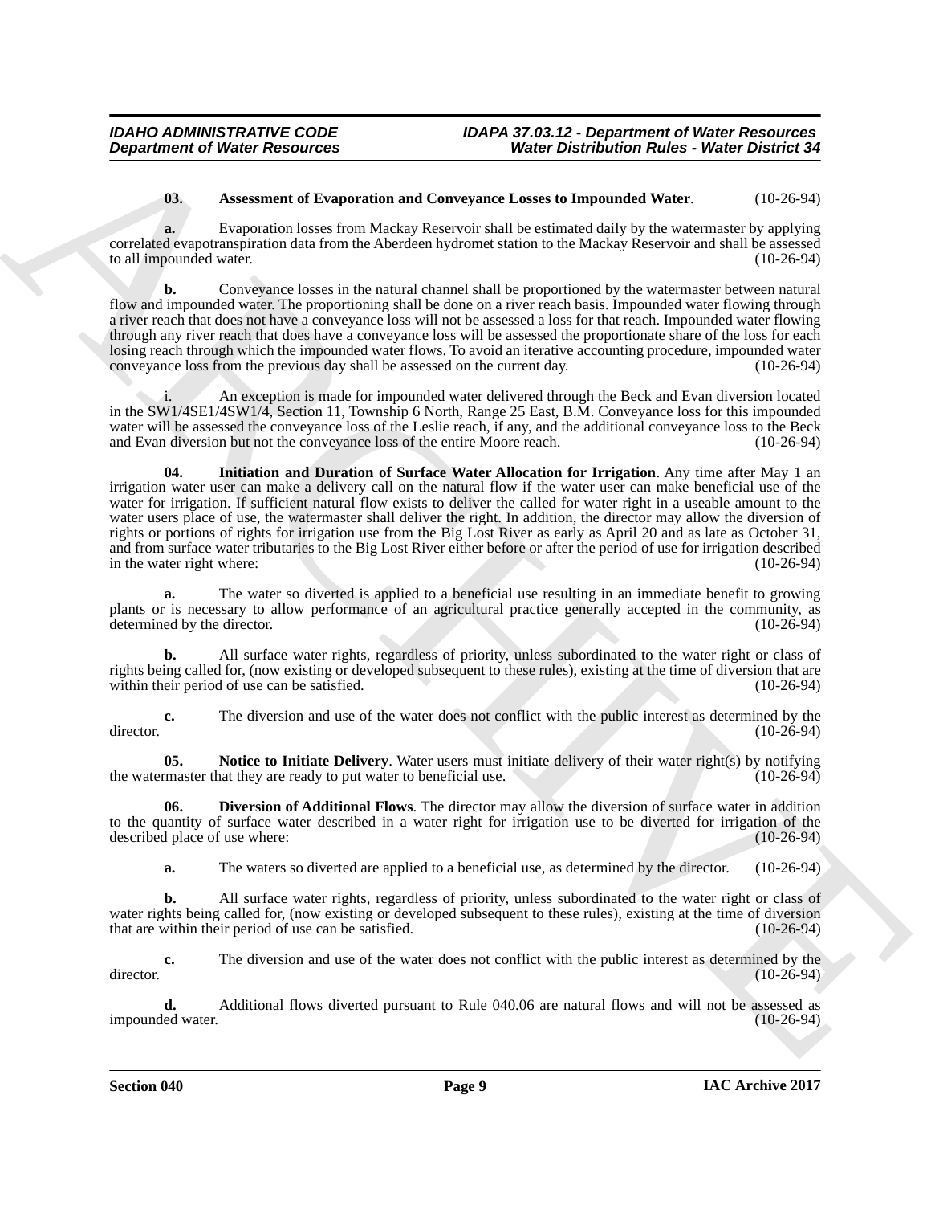**03. Assessment of Evaporation and Conveyance Losses to Impounded Water**. (10-26-94)

**a.** Evaporation losses from Mackay Reservoir shall be estimated daily by the watermaster by applying correlated evapotranspiration data from the Aberdeen hydromet station to the Mackay Reservoir and shall be assessed to all impounded water. (10-26-94)

**b.** Conveyance losses in the natural channel shall be proportioned by the watermaster between natural flow and impounded water. The proportioning shall be done on a river reach basis. Impounded water flowing through a river reach that does not have a conveyance loss will not be assessed a loss for that reach. Impounded water flowing through any river reach that does have a conveyance loss will be assessed the proportionate share of the loss for each losing reach through which the impounded water flows. To avoid an iterative accounting procedure, impounded water conveyance loss from the previous day shall be assessed on the current day. (10-26-94)

i. An exception is made for impounded water delivered through the Beck and Evan diversion located in the SW1/4SE1/4SW1/4, Section 11, Township 6 North, Range 25 East, B.M. Conveyance loss for this impounded water will be assessed the conveyance loss of the Leslie reach, if any, and the additional conveyance loss to the Beck and Evan diversion but not the conveyance loss of the entire Moore reach. (10-26-94)

**04. Initiation and Duration of Surface Water Allocation for Irrigation**. Any time after May 1 an irrigation water user can make a delivery call on the natural flow if the water user can make beneficial use of the water for irrigation. If sufficient natural flow exists to deliver the called for water right in a useable amount to the water users place of use, the watermaster shall deliver the right. In addition, the director may allow the diversion of rights or portions of rights for irrigation use from the Big Lost River as early as April 20 and as late as October 31, and from surface water tributaries to the Big Lost River either before or after the period of use for irrigation described in the water right where: (10-26-94)

**a.** The water so diverted is applied to a beneficial use resulting in an immediate benefit to growing plants or is necessary to allow performance of an agricultural practice generally accepted in the community, as determined by the director. (10-26-94)

**b.** All surface water rights, regardless of priority, unless subordinated to the water right or class of rights being called for, (now existing or developed subsequent to these rules), existing at the time of diversion that are within their period of use can be satisfied. (10-26-94)

**c.** The diversion and use of the water does not conflict with the public interest as determined by the director. (10-26-94)

**05. Notice to Initiate Delivery**. Water users must initiate delivery of their water right(s) by notifying the watermaster that they are ready to put water to beneficial use. (10-26-94)

**06. Diversion of Additional Flows**. The director may allow the diversion of surface water in addition to the quantity of surface water described in a water right for irrigation use to be diverted for irrigation of the described place of use where: (10-26-94)

**a.** The waters so diverted are applied to a beneficial use, as determined by the director. (10-26-94)

**b.** All surface water rights, regardless of priority, unless subordinated to the water right or class of water rights being called for, (now existing or developed subsequent to these rules), existing at the time of diversion that are within their period of use can be satisfied. (10-26-94)

**c.** The diversion and use of the water does not conflict with the public interest as determined by the director. (10-26-94)

**d.** Additional flows diverted pursuant to Rule 040.06 are natural flows and will not be assessed as impounded water. (10-26-94)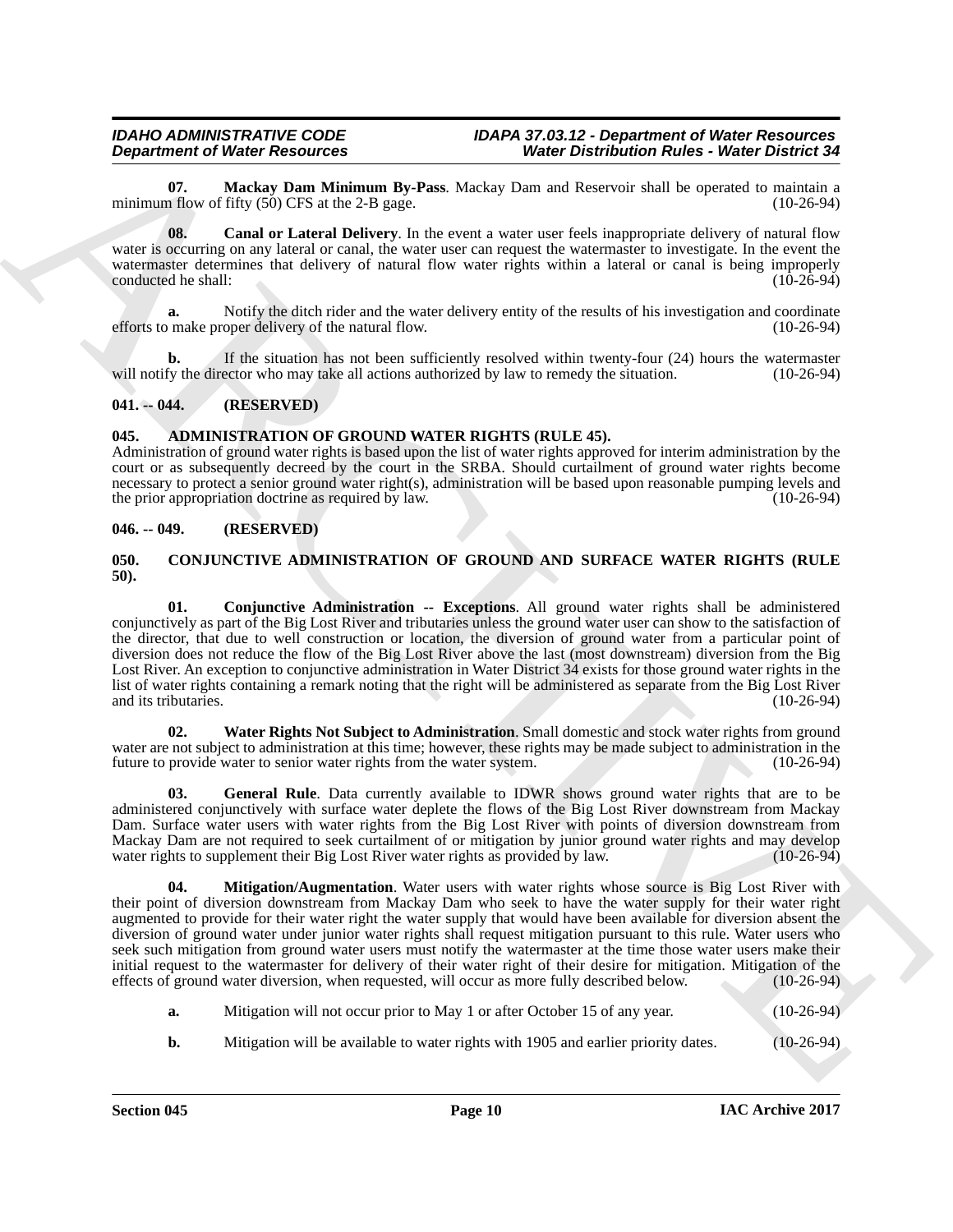**07. Mackay Dam Minimum By-Pass**. Mackay Dam and Reservoir shall be operated to maintain a minimum flow of fifty (50) CFS at the 2-B gage. (10-26-94)

**08. Canal or Lateral Delivery**. In the event a water user feels inappropriate delivery of natural flow water is occurring on any lateral or canal, the water user can request the watermaster to investigate. In the event the watermaster determines that delivery of natural flow water rights within a lateral or canal is being improperly conducted he shall: (10-26-94)

**a.** Notify the ditch rider and the water delivery entity of the results of his investigation and coordinate efforts to make proper delivery of the natural flow. (10-26-94)

**b.** If the situation has not been sufficiently resolved within twenty-four (24) hours the watermaster will notify the director who may take all actions authorized by law to remedy the situation. (10-26-94)

## 041. -- 044. (RESERVED)

## 045. ADMINISTRATION OF GROUND WATER RIGHTS (RULE 45).

Administration of ground water rights is based upon the list of water rights approved for interim administration by the court or as subsequently decreed by the court in the SRBA. Should curtailment of ground water rights become necessary to protect a senior ground water right(s), administration will be based upon reasonable pumping levels and the prior appropriation doctrine as required by law. (10-26-94)

## 046. -- 049. (RESERVED)

## 050. CONJUNCTIVE ADMINISTRATION OF GROUND AND SURFACE WATER RIGHTS (RULE 50).

**01. Conjunctive Administration -- Exceptions**. All ground water rights shall be administered conjunctively as part of the Big Lost River and tributaries unless the ground water user can show to the satisfaction of the director, that due to well construction or location, the diversion of ground water from a particular point of diversion does not reduce the flow of the Big Lost River above the last (most downstream) diversion from the Big Lost River. An exception to conjunctive administration in Water District 34 exists for those ground water rights in the list of water rights containing a remark noting that the right will be administered as separate from the Big Lost River and its tributaries. (10-26-94)

**02. Water Rights Not Subject to Administration**. Small domestic and stock water rights from ground water are not subject to administration at this time; however, these rights may be made subject to administration in the future to provide water to senior water rights from the water system. (10-26-94)

**03. General Rule**. Data currently available to IDWR shows ground water rights that are to be administered conjunctively with surface water deplete the flows of the Big Lost River downstream from Mackay Dam. Surface water users with water rights from the Big Lost River with points of diversion downstream from Mackay Dam are not required to seek curtailment of or mitigation by junior ground water rights and may develop water rights to supplement their Big Lost River water rights as provided by law. (10-26-94)

**04. Mitigation/Augmentation**. Water users with water rights whose source is Big Lost River with their point of diversion downstream from Mackay Dam who seek to have the water supply for their water right augmented to provide for their water right the water supply that would have been available for diversion absent the diversion of ground water under junior water rights shall request mitigation pursuant to this rule. Water users who seek such mitigation from ground water users must notify the watermaster at the time those water users make their initial request to the watermaster for delivery of their water right of their desire for mitigation. Mitigation of the effects of ground water diversion, when requested, will occur as more fully described below. (10-26-94)

**a.** Mitigation will not occur prior to May 1 or after October 15 of any year. (10-26-94)

**b.** Mitigation will be available to water rights with 1905 and earlier priority dates. (10-26-94)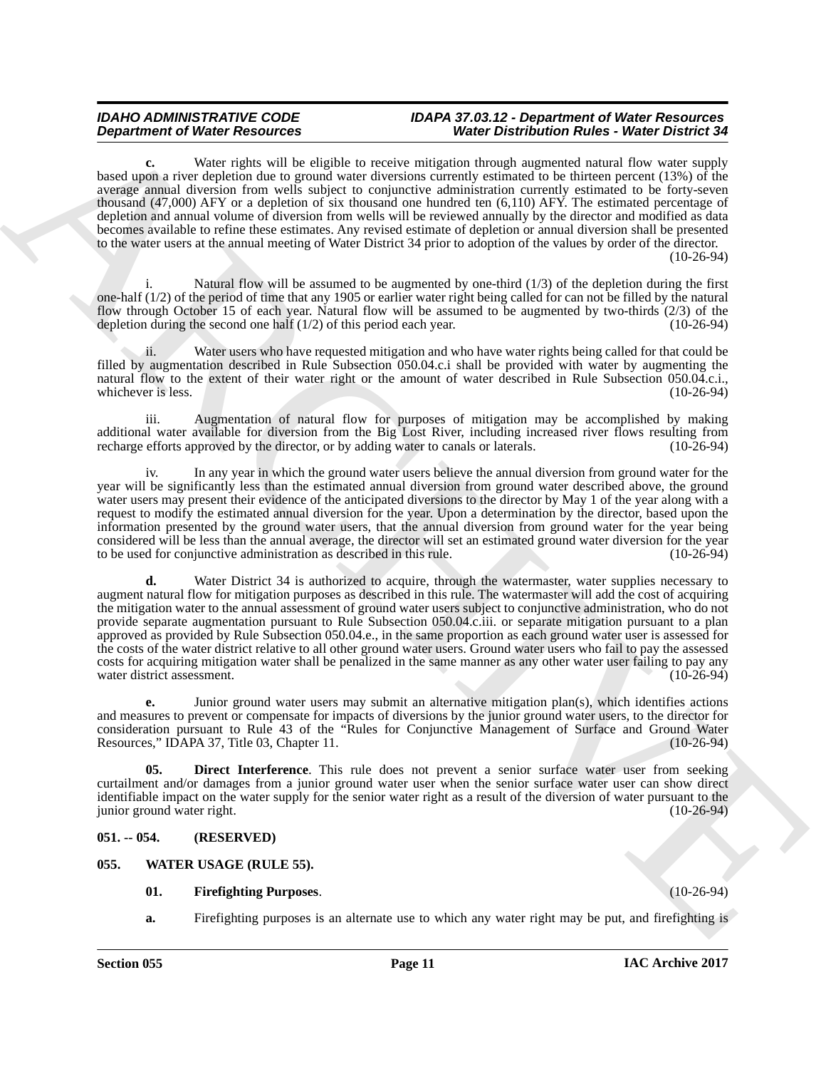**c.** Water rights will be eligible to receive mitigation through augmented natural flow water supply based upon a river depletion due to ground water diversions currently estimated to be thirteen percent (13%) of the average annual diversion from wells subject to conjunctive administration currently estimated to be forty-seven thousand (47,000) AFY or a depletion of six thousand one hundred ten (6,110) AFY. The estimated percentage of depletion and annual volume of diversion from wells will be reviewed annually by the director and modified as data becomes available to refine these estimates. Any revised estimate of depletion or annual diversion shall be presented to the water users at the annual meeting of Water District 34 prior to adoption of the values by order of the director. (10-26-94)

i. Natural flow will be assumed to be augmented by one-third (1/3) of the depletion during the first one-half (1/2) of the period of time that any 1905 or earlier water right being called for can not be filled by the natural flow through October 15 of each year. Natural flow will be assumed to be augmented by two-thirds (2/3) of the depletion during the second one half (1/2) of this period each year. (10-26-94)

ii. Water users who have requested mitigation and who have water rights being called for that could be filled by augmentation described in Rule Subsection 050.04.c.i shall be provided with water by augmenting the natural flow to the extent of their water right or the amount of water described in Rule Subsection 050.04.c.i., whichever is less. (10-26-94)

iii. Augmentation of natural flow for purposes of mitigation may be accomplished by making additional water available for diversion from the Big Lost River, including increased river flows resulting from recharge efforts approved by the director, or by adding water to canals or laterals. (10-26-94)

iv. In any year in which the ground water users believe the annual diversion from ground water for the year will be significantly less than the estimated annual diversion from ground water described above, the ground water users may present their evidence of the anticipated diversions to the director by May 1 of the year along with a request to modify the estimated annual diversion for the year. Upon a determination by the director, based upon the information presented by the ground water users, that the annual diversion from ground water for the year being considered will be less than the annual average, the director will set an estimated ground water diversion for the year to be used for conjunctive administration as described in this rule. (10-26-94)

**d.** Water District 34 is authorized to acquire, through the watermaster, water supplies necessary to augment natural flow for mitigation purposes as described in this rule. The watermaster will add the cost of acquiring the mitigation water to the annual assessment of ground water users subject to conjunctive administration, who do not provide separate augmentation pursuant to Rule Subsection 050.04.c.iii. or separate mitigation pursuant to a plan approved as provided by Rule Subsection 050.04.e., in the same proportion as each ground water user is assessed for the costs of the water district relative to all other ground water users. Ground water users who fail to pay the assessed costs for acquiring mitigation water shall be penalized in the same manner as any other water user failing to pay any water district assessment. (10-26-94)

**e.** Junior ground water users may submit an alternative mitigation plan(s), which identifies actions and measures to prevent or compensate for impacts of diversions by the junior ground water users, to the director for consideration pursuant to Rule 43 of the "Rules for Conjunctive Management of Surface and Ground Water Resources," IDAPA 37, Title 03, Chapter 11. (10-26-94)

**05. Direct Interference**. This rule does not prevent a senior surface water user from seeking curtailment and/or damages from a junior ground water user when the senior surface water user can show direct identifiable impact on the water supply for the senior water right as a result of the diversion of water pursuant to the junior ground water right. (10-26-94)

### 051. -- 054. (RESERVED)

### 055. WATER USAGE (RULE 55).

**01. Firefighting Purposes**. (10-26-94)

**a.** Firefighting purposes is an alternate use to which any water right may be put, and firefighting is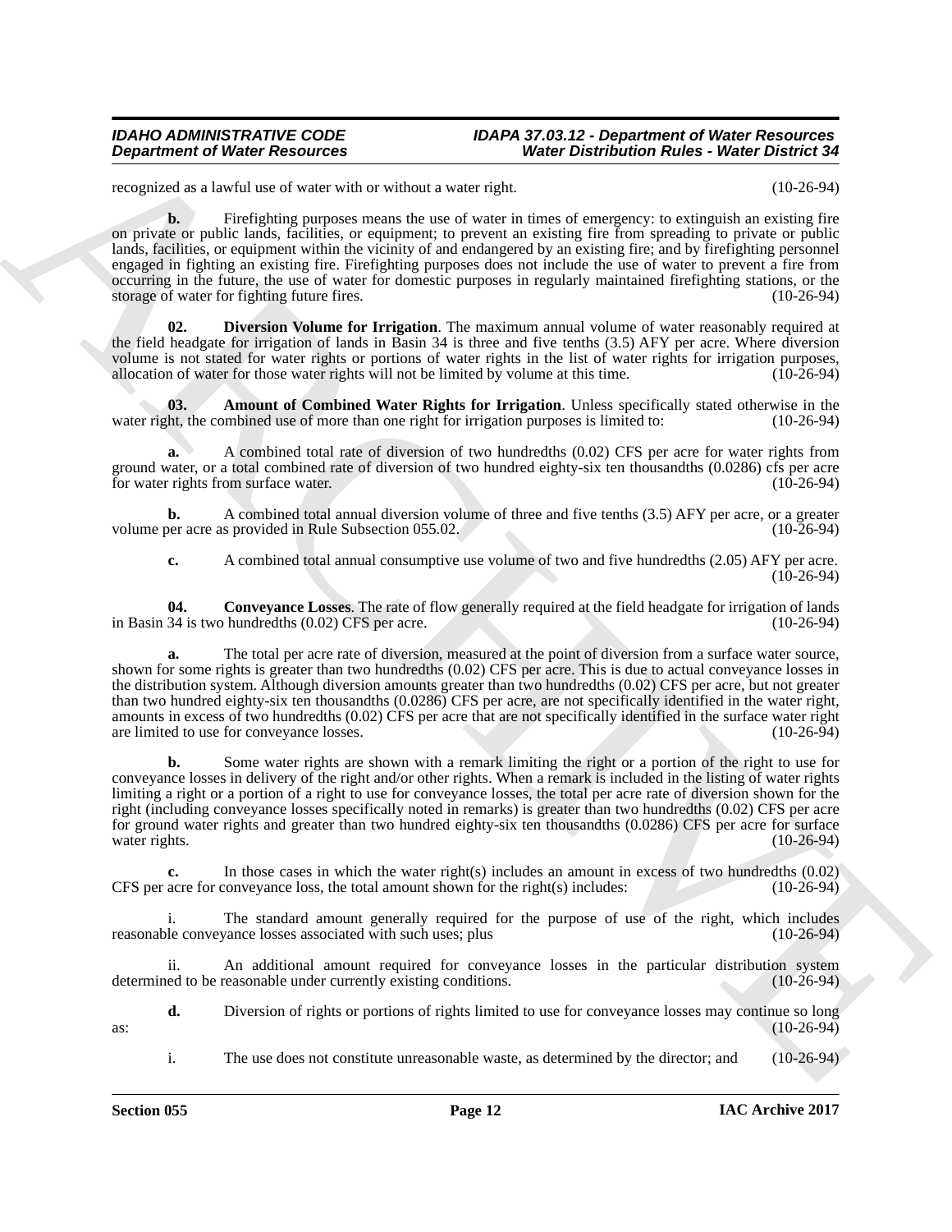recognized as a lawful use of water with or without a water right. (10-26-94)

**b.** Firefighting purposes means the use of water in times of emergency: to extinguish an existing fire on private or public lands, facilities, or equipment; to prevent an existing fire from spreading to private or public lands, facilities, or equipment within the vicinity of and endangered by an existing fire; and by firefighting personnel engaged in fighting an existing fire. Firefighting purposes does not include the use of water to prevent a fire from occurring in the future, the use of water for domestic purposes in regularly maintained firefighting stations, or the storage of water for fighting future fires. (10-26-94)

**02. Diversion Volume for Irrigation**. The maximum annual volume of water reasonably required at the field headgate for irrigation of lands in Basin 34 is three and five tenths (3.5) AFY per acre. Where diversion volume is not stated for water rights or portions of water rights in the list of water rights for irrigation purposes, allocation of water for those water rights will not be limited by volume at this time. (10-26-94)

**03. Amount of Combined Water Rights for Irrigation**. Unless specifically stated otherwise in the water right, the combined use of more than one right for irrigation purposes is limited to: (10-26-94)

**a.** A combined total rate of diversion of two hundredths (0.02) CFS per acre for water rights from ground water, or a total combined rate of diversion of two hundred eighty-six ten thousandths (0.0286) cfs per acre for water rights from surface water. (10-26-94)

**b.** A combined total annual diversion volume of three and five tenths (3.5) AFY per acre, or a greater volume per acre as provided in Rule Subsection 055.02. (10-26-94)

**c.** A combined total annual consumptive use volume of two and five hundredths (2.05) AFY per acre. (10-26-94)

**04. Conveyance Losses**. The rate of flow generally required at the field headgate for irrigation of lands in Basin 34 is two hundredths (0.02) CFS per acre. (10-26-94)

**a.** The total per acre rate of diversion, measured at the point of diversion from a surface water source, shown for some rights is greater than two hundredths (0.02) CFS per acre. This is due to actual conveyance losses in the distribution system. Although diversion amounts greater than two hundredths (0.02) CFS per acre, but not greater than two hundred eighty-six ten thousandths (0.0286) CFS per acre, are not specifically identified in the water right, amounts in excess of two hundredths (0.02) CFS per acre that are not specifically identified in the surface water right are limited to use for conveyance losses. (10-26-94)

**b.** Some water rights are shown with a remark limiting the right or a portion of the right to use for conveyance losses in delivery of the right and/or other rights. When a remark is included in the listing of water rights limiting a right or a portion of a right to use for conveyance losses, the total per acre rate of diversion shown for the right (including conveyance losses specifically noted in remarks) is greater than two hundredths (0.02) CFS per acre for ground water rights and greater than two hundred eighty-six ten thousandths (0.0286) CFS per acre for surface water rights. (10-26-94)

**c.** In those cases in which the water right(s) includes an amount in excess of two hundredths (0.02) CFS per acre for conveyance loss, the total amount shown for the right(s) includes: (10-26-94)

i. The standard amount generally required for the purpose of use of the right, which includes reasonable conveyance losses associated with such uses; plus (10-26-94)

ii. An additional amount required for conveyance losses in the particular distribution system determined to be reasonable under currently existing conditions. (10-26-94)

**d.** Diversion of rights or portions of rights limited to use for conveyance losses may continue so long as: (10-26-94)

i. The use does not constitute unreasonable waste, as determined by the director; and (10-26-94)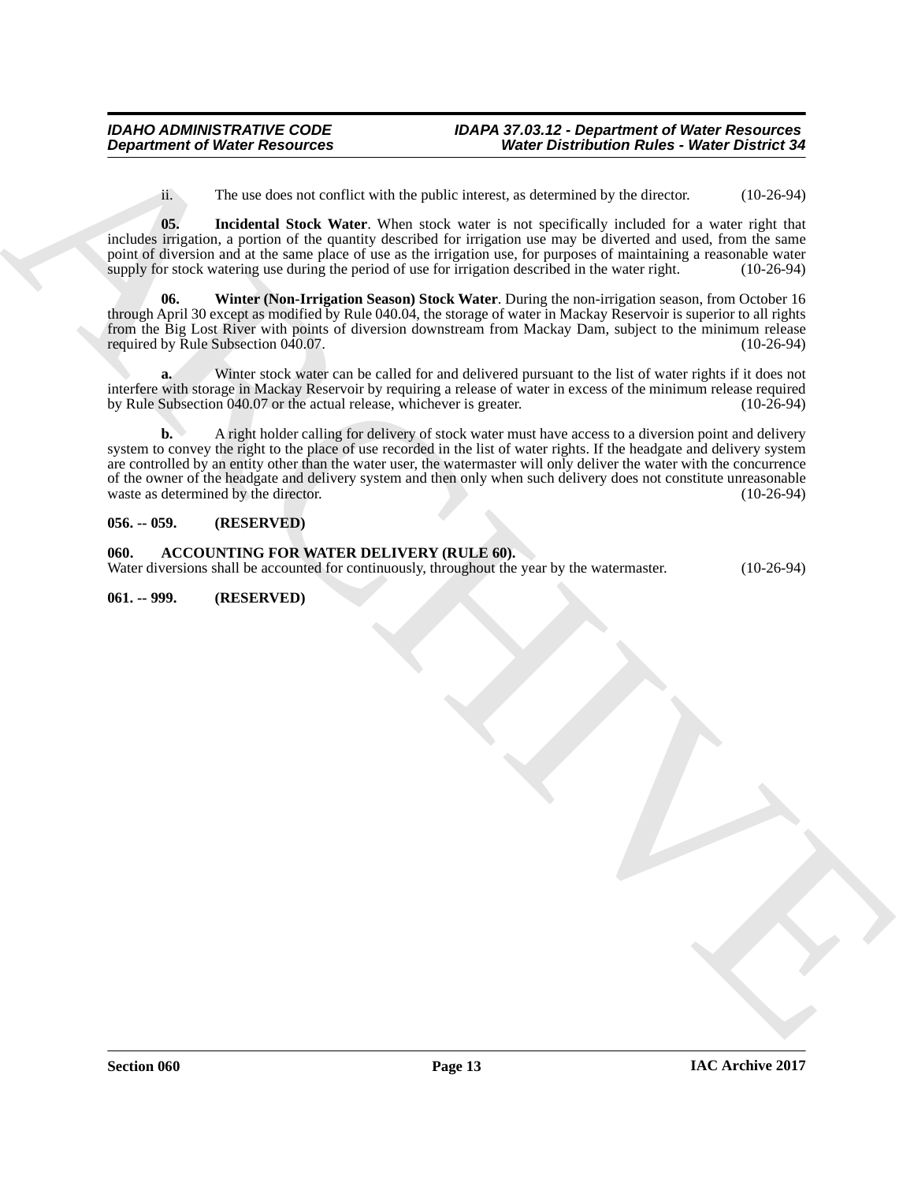ii. The use does not conflict with the public interest, as determined by the director. (10-26-94)

**05. Incidental Stock Water**. When stock water is not specifically included for a water right that includes irrigation, a portion of the quantity described for irrigation use may be diverted and used, from the same point of diversion and at the same place of use as the irrigation use, for purposes of maintaining a reasonable water supply for stock watering use during the period of use for irrigation described in the water right. (10-26-94)

**06. Winter (Non-Irrigation Season) Stock Water**. During the non-irrigation season, from October 16 through April 30 except as modified by Rule 040.04, the storage of water in Mackay Reservoir is superior to all rights from the Big Lost River with points of diversion downstream from Mackay Dam, subject to the minimum release required by Rule Subsection 040.07. (10-26-94)

**a.** Winter stock water can be called for and delivered pursuant to the list of water rights if it does not interfere with storage in Mackay Reservoir by requiring a release of water in excess of the minimum release required by Rule Subsection 040.07 or the actual release, whichever is greater. (10-26-94)

**b.** A right holder calling for delivery of stock water must have access to a diversion point and delivery system to convey the right to the place of use recorded in the list of water rights. If the headgate and delivery system are controlled by an entity other than the water user, the watermaster will only deliver the water with the concurrence of the owner of the headgate and delivery system and then only when such delivery does not constitute unreasonable waste as determined by the director. (10-26-94)

**056. -- 059. (RESERVED)**

**060. ACCOUNTING FOR WATER DELIVERY (RULE 60).**

Water diversions shall be accounted for continuously, throughout the year by the watermaster. (10-26-94)

**061. -- 999. (RESERVED)**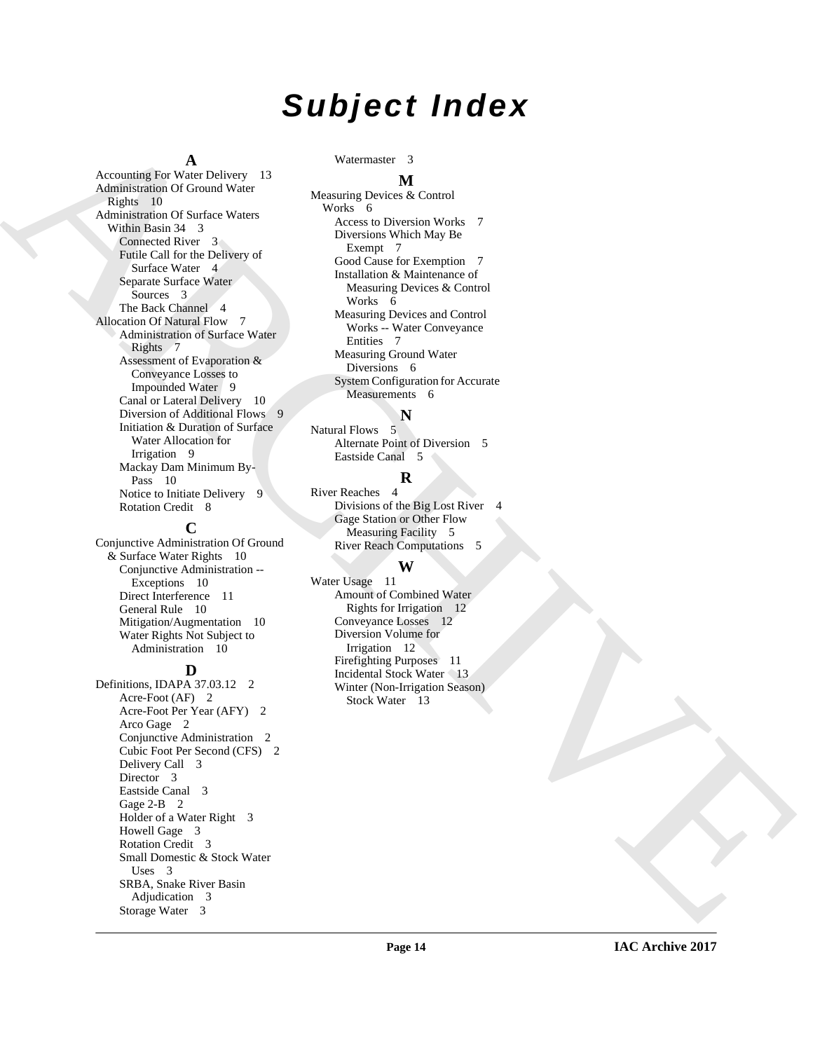# Subject Index

## A

Accounting For Water Delivery 13

Administration Of Ground Water Rights 10

Administration Of Surface Waters Within Basin 34 3

- Connected River 3
- Futile Call for the Delivery of Surface Water 4
- Separate Surface Water Sources 3
- The Back Channel 4
- Watermaster 3

Allocation Of Natural Flow 7

- Administration of Surface Water Rights 7
- Assessment of Evaporation & Conveyance Losses to Impounded Water 9
- Canal or Lateral Delivery 10
- Diversion of Additional Flows 9
- Initiation & Duration of Surface Water Allocation for Irrigation 9
- Mackay Dam Minimum By-Pass 10
- Notice to Initiate Delivery 9
- Rotation Credit 8

## C

Conjunctive Administration Of Ground & Surface Water Rights 10

- Conjunctive Administration -- Exceptions 10
- Direct Interference 11
- General Rule 10
- Mitigation/Augmentation 10
- Water Rights Not Subject to Administration 10

## D

Definitions, IDAPA 37.03.12 2

- Acre-Foot (AF) 2
- Acre-Foot Per Year (AFY) 2
- Arco Gage 2
- Conjunctive Administration 2
- Cubic Foot Per Second (CFS) 2
- Delivery Call 3
- Director 3
- Eastside Canal 3
- Gage 2-B 2
- Holder of a Water Right 3
- Howell Gage 3
- Rotation Credit 3
- Small Domestic & Stock Water Uses 3
- SRBA, Snake River Basin Adjudication 3
- Storage Water 3

## M

Measuring Devices & Control Works 6

- Access to Diversion Works 7
- Diversions Which May Be Exempt 7
- Good Cause for Exemption 7
- Installation & Maintenance of Measuring Devices & Control Works 6
- Measuring Devices and Control Works -- Water Conveyance Entities 7
- Measuring Ground Water Diversions 6
- System Configuration for Accurate Measurements 6

## N

Natural Flows 5

- Alternate Point of Diversion 5
- Eastside Canal 5

## R

River Reaches 4

- Divisions of the Big Lost River 4
- Gage Station or Other Flow Measuring Facility 5
- River Reach Computations 5

## W

Water Usage 11

- Amount of Combined Water Rights for Irrigation 12
- Conveyance Losses 12
- Diversion Volume for Irrigation 12
- Firefighting Purposes 11
- Incidental Stock Water 13
- Winter (Non-Irrigation Season) Stock Water 13